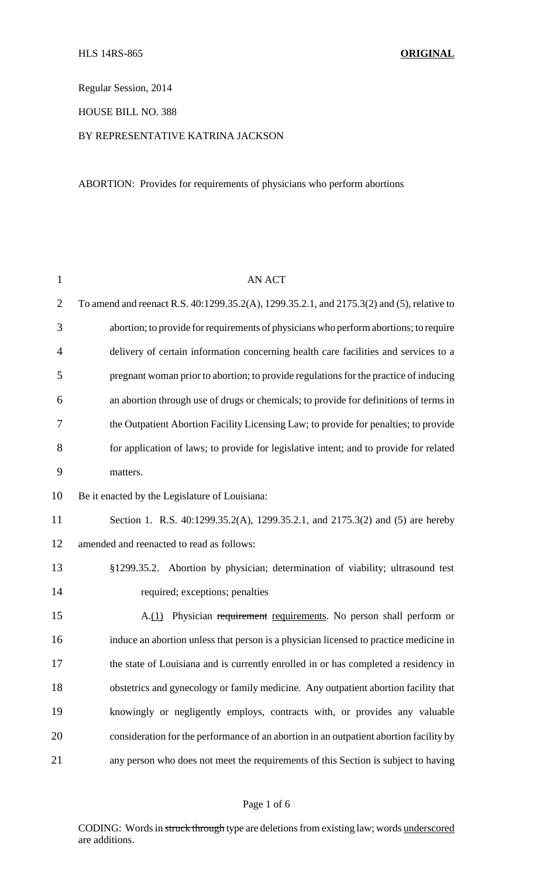HLS 14RS-865 **ORIGINAL**

Regular Session, 2014

HOUSE BILL NO. 388

BY REPRESENTATIVE KATRINA JACKSON

ABORTION: Provides for requirements of physicians who perform abortions

AN ACT

To amend and reenact R.S. 40:1299.35.2(A), 1299.35.2.1, and 2175.3(2) and (5), relative to abortion; to provide for requirements of physicians who perform abortions; to require delivery of certain information concerning health care facilities and services to a pregnant woman prior to abortion; to provide regulations for the practice of inducing an abortion through use of drugs or chemicals; to provide for definitions of terms in the Outpatient Abortion Facility Licensing Law; to provide for penalties; to provide for application of laws; to provide for legislative intent; and to provide for related matters.

Be it enacted by the Legislature of Louisiana:

Section 1. R.S. 40:1299.35.2(A), 1299.35.2.1, and 2175.3(2) and (5) are hereby amended and reenacted to read as follows:

§1299.35.2. Abortion by physician; determination of viability; ultrasound test required; exceptions; penalties

A.(1) Physician ~~requirement~~ requirements. No person shall perform or induce an abortion unless that person is a physician licensed to practice medicine in the state of Louisiana and is currently enrolled in or has completed a residency in obstetrics and gynecology or family medicine. Any outpatient abortion facility that knowingly or negligently employs, contracts with, or provides any valuable consideration for the performance of an abortion in an outpatient abortion facility by any person who does not meet the requirements of this Section is subject to having

CODING: Words in ~~struck through~~ type are deletions from existing law; words underscored are additions.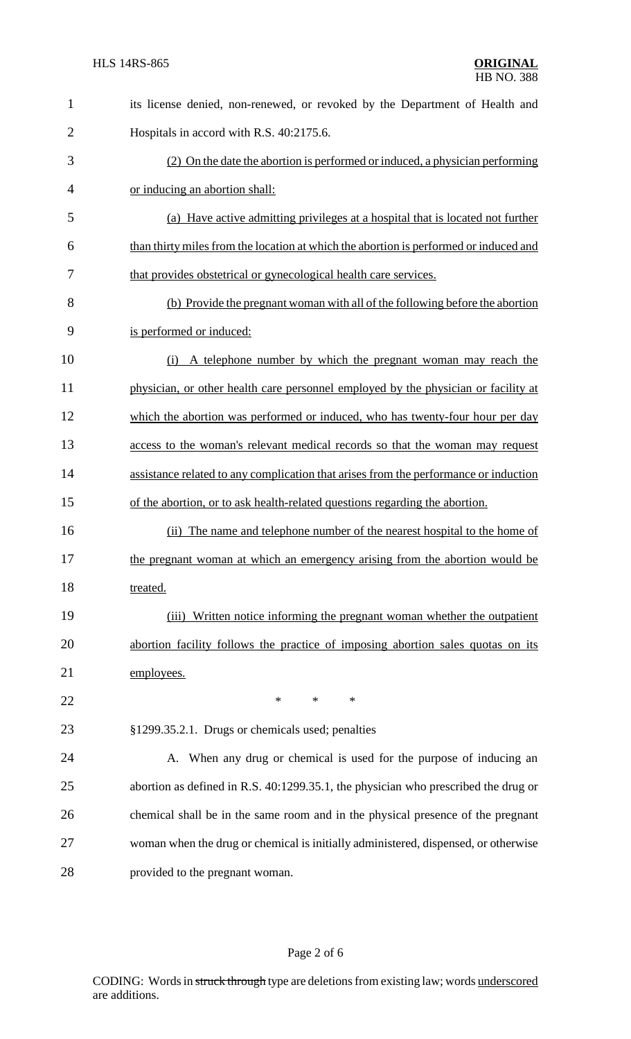its license denied, non-renewed, or revoked by the Department of Health and Hospitals in accord with R.S. 40:2175.6.

<u>(2) On the date the abortion is performed or induced, a physician performing or inducing an abortion shall:</u>

<u>(a) Have active admitting privileges at a hospital that is located not further than thirty miles from the location at which the abortion is performed or induced and that provides obstetrical or gynecological health care services.</u>

<u>(b) Provide the pregnant woman with all of the following before the abortion is performed or induced:</u>

<u>(i) A telephone number by which the pregnant woman may reach the physician, or other health care personnel employed by the physician or facility at which the abortion was performed or induced, who has twenty-four hour per day access to the woman's relevant medical records so that the woman may request assistance related to any complication that arises from the performance or induction of the abortion, or to ask health-related questions regarding the abortion.</u>

<u>(ii) The name and telephone number of the nearest hospital to the home of the pregnant woman at which an emergency arising from the abortion would be treated.</u>

<u>(iii) Written notice informing the pregnant woman whether the outpatient abortion facility follows the practice of imposing abortion sales quotas on its employees.</u>

\* \* \*

§1299.35.2.1. Drugs or chemicals used; penalties

A. When any drug or chemical is used for the purpose of inducing an abortion as defined in R.S. 40:1299.35.1, the physician who prescribed the drug or chemical shall be in the same room and in the physical presence of the pregnant woman when the drug or chemical is initially administered, dispensed, or otherwise provided to the pregnant woman.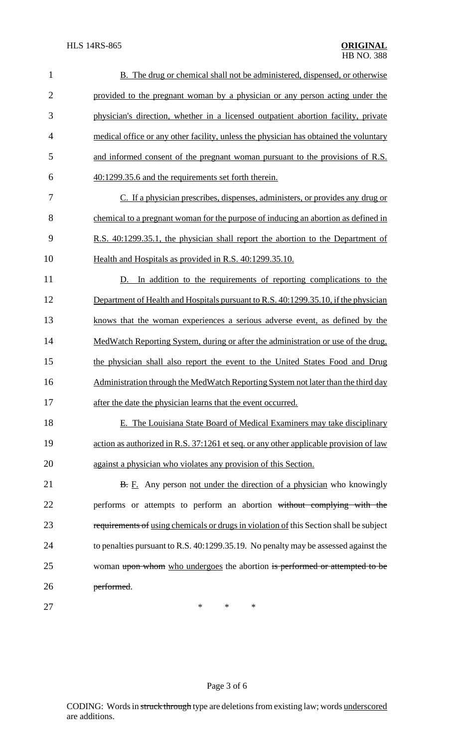B. The drug or chemical shall not be administered, dispensed, or otherwise provided to the pregnant woman by a physician or any person acting under the physician's direction, whether in a licensed outpatient abortion facility, private medical office or any other facility, unless the physician has obtained the voluntary and informed consent of the pregnant woman pursuant to the provisions of R.S. 40:1299.35.6 and the requirements set forth therein.

C. If a physician prescribes, dispenses, administers, or provides any drug or chemical to a pregnant woman for the purpose of inducing an abortion as defined in R.S. 40:1299.35.1, the physician shall report the abortion to the Department of Health and Hospitals as provided in R.S. 40:1299.35.10.

D. In addition to the requirements of reporting complications to the Department of Health and Hospitals pursuant to R.S. 40:1299.35.10, if the physician knows that the woman experiences a serious adverse event, as defined by the MedWatch Reporting System, during or after the administration or use of the drug, the physician shall also report the event to the United States Food and Drug Administration through the MedWatch Reporting System not later than the third day after the date the physician learns that the event occurred.

E. The Louisiana State Board of Medical Examiners may take disciplinary action as authorized in R.S. 37:1261 et seq. or any other applicable provision of law against a physician who violates any provision of this Section.

~~B.~~ F. Any person not under the direction of a physician who knowingly performs or attempts to perform an abortion ~~without complying with the requirements of~~ using chemicals or drugs in violation of this Section shall be subject to penalties pursuant to R.S. 40:1299.35.19. No penalty may be assessed against the woman ~~upon whom~~ who undergoes the abortion ~~is performed or attempted to be performed~~.

\* \* \*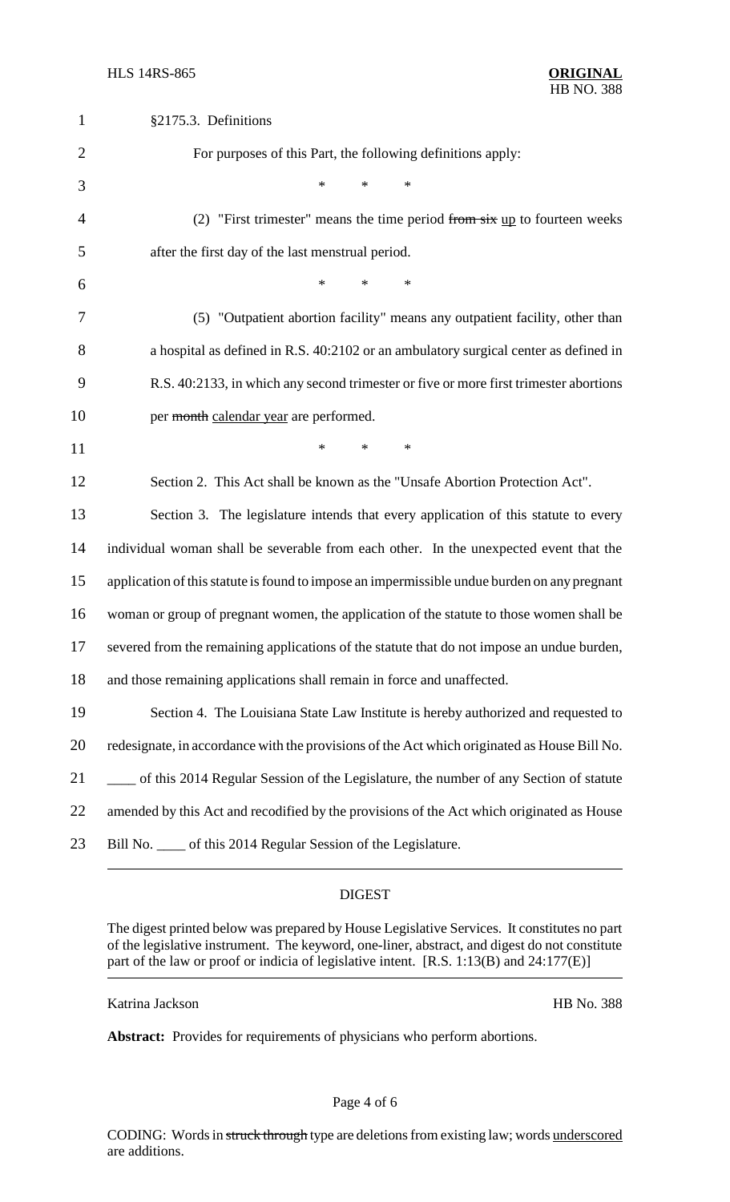§2175.3. Definitions

For purposes of this Part, the following definitions apply:

\* \* \*

(2) "First trimester" means the time period ~~from six~~ up to fourteen weeks after the first day of the last menstrual period.

\* \* \*

(5) "Outpatient abortion facility" means any outpatient facility, other than a hospital as defined in R.S. 40:2102 or an ambulatory surgical center as defined in R.S. 40:2133, in which any second trimester or five or more first trimester abortions per ~~month~~ calendar year are performed.

\* \* \*

Section 2. This Act shall be known as the "Unsafe Abortion Protection Act".

Section 3. The legislature intends that every application of this statute to every individual woman shall be severable from each other. In the unexpected event that the application of this statute is found to impose an impermissible undue burden on any pregnant woman or group of pregnant women, the application of the statute to those women shall be severed from the remaining applications of the statute that do not impose an undue burden, and those remaining applications shall remain in force and unaffected.

Section 4. The Louisiana State Law Institute is hereby authorized and requested to redesignate, in accordance with the provisions of the Act which originated as House Bill No. ____ of this 2014 Regular Session of the Legislature, the number of any Section of statute amended by this Act and recodified by the provisions of the Act which originated as House Bill No. ____ of this 2014 Regular Session of the Legislature.

## DIGEST

The digest printed below was prepared by House Legislative Services. It constitutes no part of the legislative instrument. The keyword, one-liner, abstract, and digest do not constitute part of the law or proof or indicia of legislative intent. [R.S. 1:13(B) and 24:177(E)]

Katrina Jackson HB No. 388

**Abstract:** Provides for requirements of physicians who perform abortions.

CODING: Words in ~~struck through~~ type are deletions from existing law; words underscored are additions.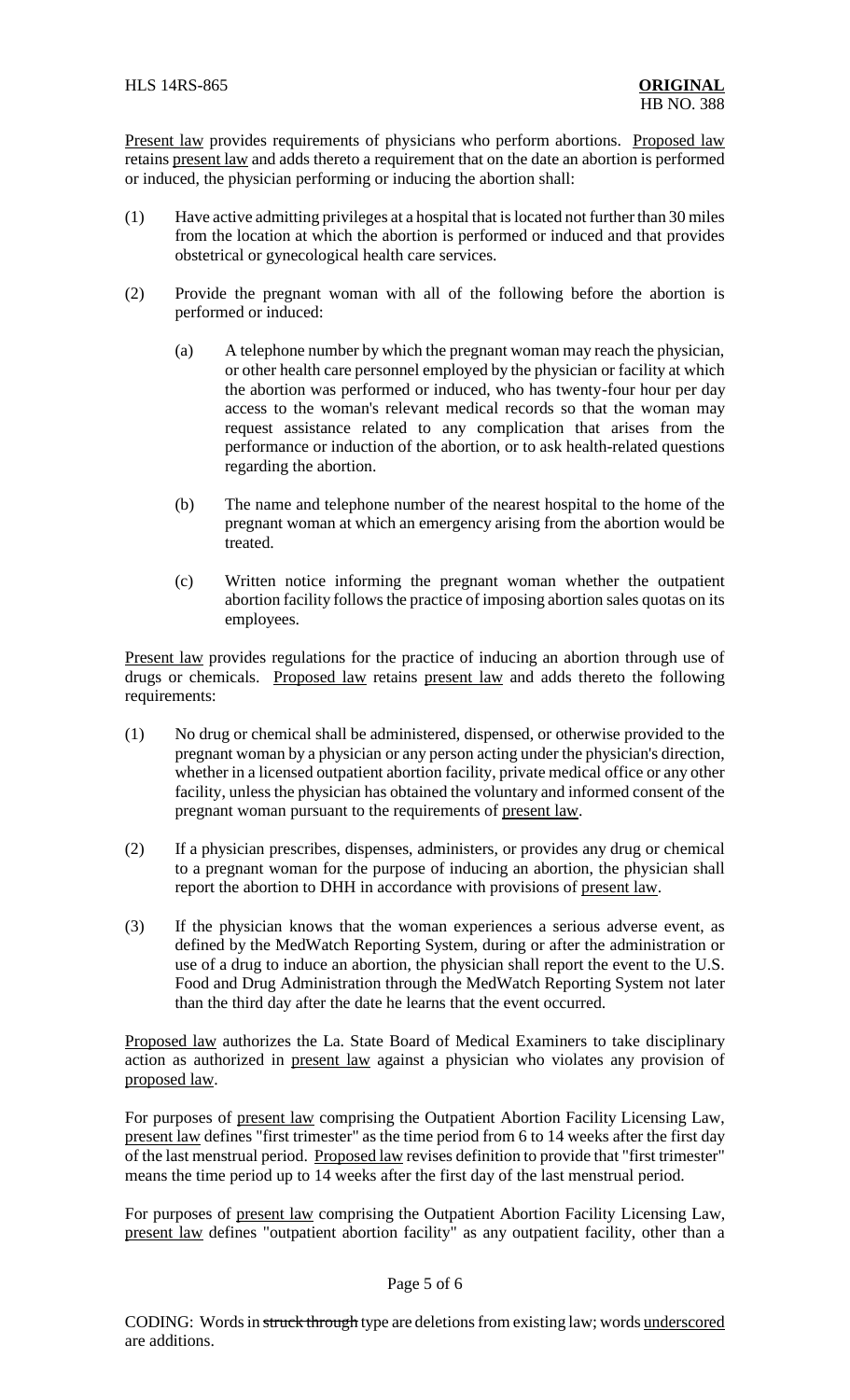Present law provides requirements of physicians who perform abortions. Proposed law retains present law and adds thereto a requirement that on the date an abortion is performed or induced, the physician performing or inducing the abortion shall:

(1) Have active admitting privileges at a hospital that is located not further than 30 miles from the location at which the abortion is performed or induced and that provides obstetrical or gynecological health care services.

(2) Provide the pregnant woman with all of the following before the abortion is performed or induced:

   (a) A telephone number by which the pregnant woman may reach the physician, or other health care personnel employed by the physician or facility at which the abortion was performed or induced, who has twenty-four hour per day access to the woman's relevant medical records so that the woman may request assistance related to any complication that arises from the performance or induction of the abortion, or to ask health-related questions regarding the abortion.

   (b) The name and telephone number of the nearest hospital to the home of the pregnant woman at which an emergency arising from the abortion would be treated.

   (c) Written notice informing the pregnant woman whether the outpatient abortion facility follows the practice of imposing abortion sales quotas on its employees.

Present law provides regulations for the practice of inducing an abortion through use of drugs or chemicals. Proposed law retains present law and adds thereto the following requirements:

(1) No drug or chemical shall be administered, dispensed, or otherwise provided to the pregnant woman by a physician or any person acting under the physician's direction, whether in a licensed outpatient abortion facility, private medical office or any other facility, unless the physician has obtained the voluntary and informed consent of the pregnant woman pursuant to the requirements of present law.

(2) If a physician prescribes, dispenses, administers, or provides any drug or chemical to a pregnant woman for the purpose of inducing an abortion, the physician shall report the abortion to DHH in accordance with provisions of present law.

(3) If the physician knows that the woman experiences a serious adverse event, as defined by the MedWatch Reporting System, during or after the administration or use of a drug to induce an abortion, the physician shall report the event to the U.S. Food and Drug Administration through the MedWatch Reporting System not later than the third day after the date he learns that the event occurred.

Proposed law authorizes the La. State Board of Medical Examiners to take disciplinary action as authorized in present law against a physician who violates any provision of proposed law.

For purposes of present law comprising the Outpatient Abortion Facility Licensing Law, present law defines "first trimester" as the time period from 6 to 14 weeks after the first day of the last menstrual period. Proposed law revises definition to provide that "first trimester" means the time period up to 14 weeks after the first day of the last menstrual period.

For purposes of present law comprising the Outpatient Abortion Facility Licensing Law, present law defines "outpatient abortion facility" as any outpatient facility, other than a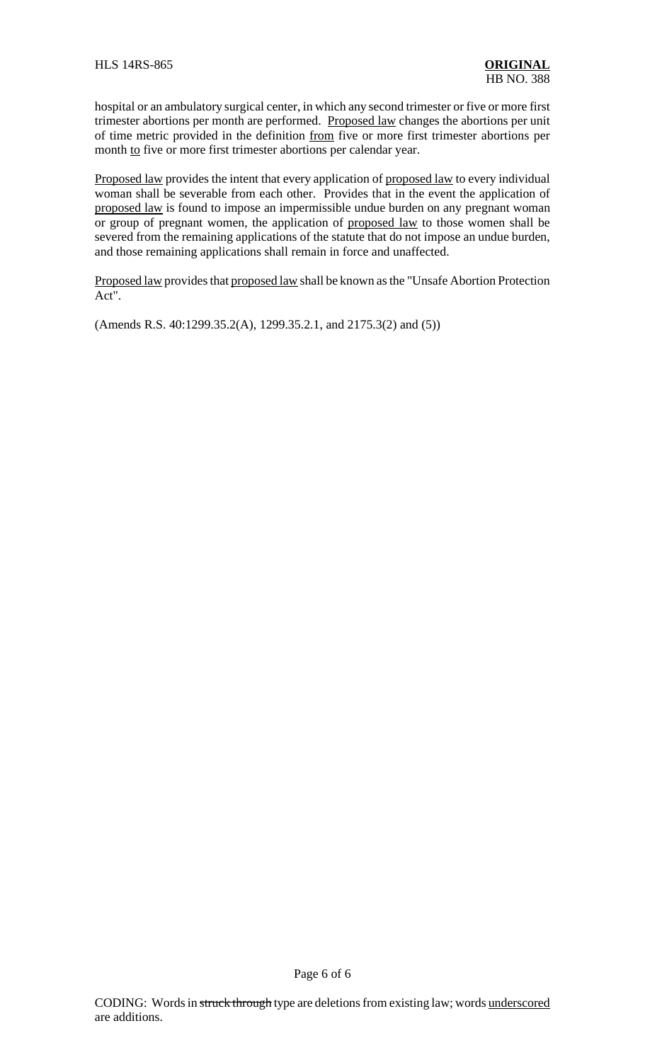hospital or an ambulatory surgical center, in which any second trimester or five or more first trimester abortions per month are performed. Proposed law changes the abortions per unit of time metric provided in the definition from five or more first trimester abortions per month to five or more first trimester abortions per calendar year.

Proposed law provides the intent that every application of proposed law to every individual woman shall be severable from each other. Provides that in the event the application of proposed law is found to impose an impermissible undue burden on any pregnant woman or group of pregnant women, the application of proposed law to those women shall be severed from the remaining applications of the statute that do not impose an undue burden, and those remaining applications shall remain in force and unaffected.

Proposed law provides that proposed law shall be known as the "Unsafe Abortion Protection Act".

(Amends R.S. 40:1299.35.2(A), 1299.35.2.1, and 2175.3(2) and (5))

CODING: Words in ~~struck through~~ type are deletions from existing law; words underscored are additions.